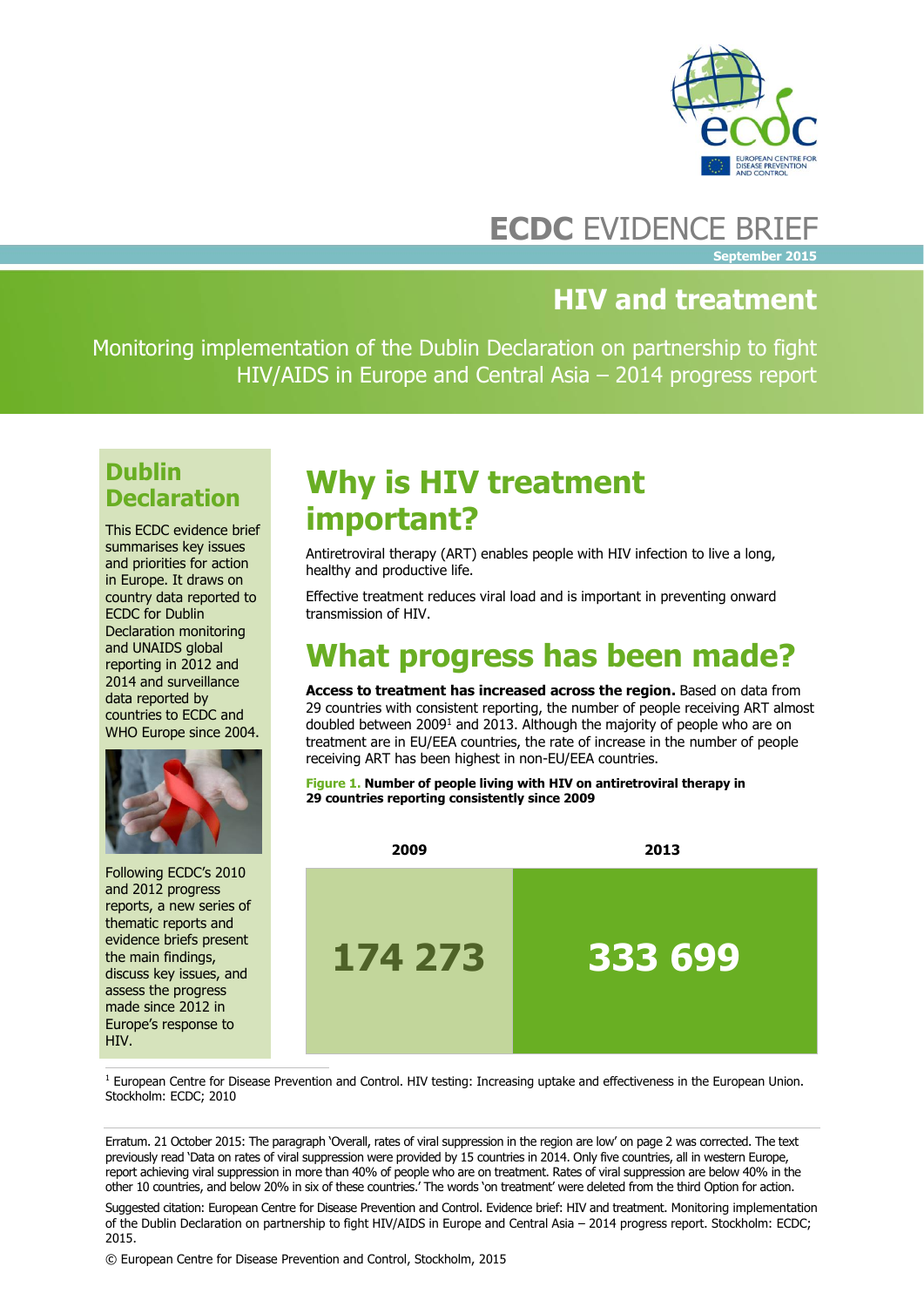# ECDC EVIDENCE BRIEF

September 2015

## HIV and treatment

Monitoring implementation of the Dublin Declaration on partnership to fight HIV/AIDS in Europe and Central Asia – 2014 progress report

### Dublin Declaration

This ECDC evidence brief summarises key issues and priorities for action in Europe. It draws on country data reported to ECDC for Dublin Declaration monitoring and UNAIDS global reporting in 2012 and 2014 and surveillance data reported by countries to ECDC and WHO Europe since 2004.

Following ECDC's 2010 and 2012 progress reports, a new series of thematic reports and evidence briefs present the main findings, discuss key issues, and assess the progress made since 2012 in Europe's response to HIV.

## Why is HIV treatment important?

Antiretroviral therapy (ART) enables people with HIV infection to live a long, healthy and productive life.

Effective treatment reduces viral load and is important in preventing onward transmission of HIV.

## What progress has been made?

**Access to treatment has increased across the region.** Based on data from 29 countries with consistent reporting, the number of people receiving ART almost doubled between 2009[1] and 2013. Although the majority of people who are on treatment are in EU/EEA countries, the rate of increase in the number of people receiving ART has been highest in non-EU/EEA countries.

**Figure 1. Number of people living with HIV on antiretroviral therapy in 29 countries reporting consistently since 2009**

| 2009 | 2013 |
|---|---|
| 174 273 | 333 699 |

[1] European Centre for Disease Prevention and Control. HIV testing: Increasing uptake and effectiveness in the European Union. Stockholm: ECDC; 2010

Erratum. 21 October 2015: The paragraph 'Overall, rates of viral suppression in the region are low' on page 2 was corrected. The text previously read 'Data on rates of viral suppression were provided by 15 countries in 2014. Only five countries, all in western Europe, report achieving viral suppression in more than 40% of people who are on treatment. Rates of viral suppression are below 40% in the other 10 countries, and below 20% in six of these countries.' The words 'on treatment' were deleted from the third Option for action.

Suggested citation: European Centre for Disease Prevention and Control. Evidence brief: HIV and treatment. Monitoring implementation of the Dublin Declaration on partnership to fight HIV/AIDS in Europe and Central Asia – 2014 progress report. Stockholm: ECDC; 2015.

© European Centre for Disease Prevention and Control, Stockholm, 2015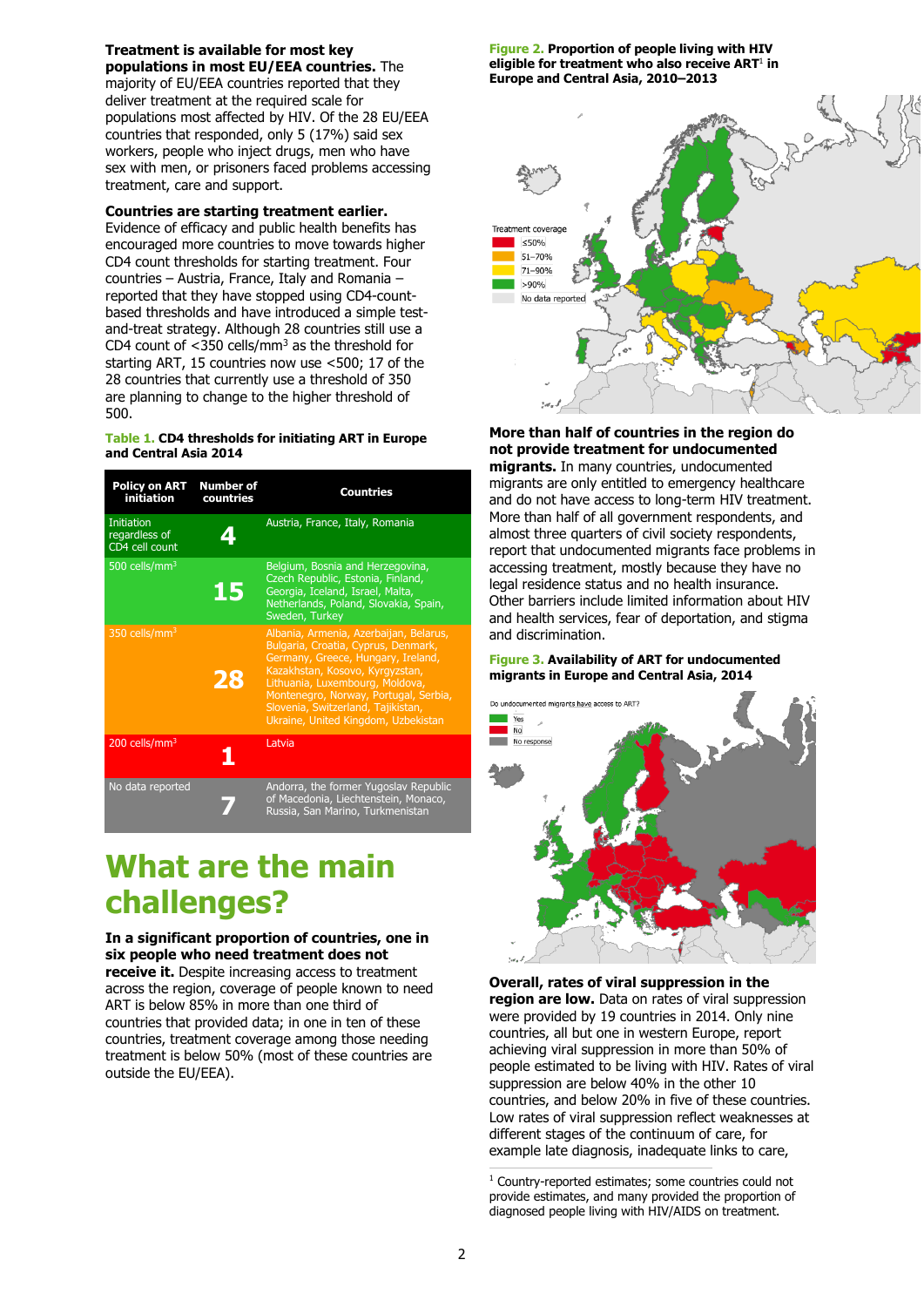**Treatment is available for most key populations in most EU/EEA countries.** The majority of EU/EEA countries reported that they deliver treatment at the required scale for populations most affected by HIV. Of the 28 EU/EEA countries that responded, only 5 (17%) said sex workers, people who inject drugs, men who have sex with men, or prisoners faced problems accessing treatment, care and support.

**Countries are starting treatment earlier.** Evidence of efficacy and public health benefits has encouraged more countries to move towards higher CD4 count thresholds for starting treatment. Four countries – Austria, France, Italy and Romania – reported that they have stopped using CD4-count-based thresholds and have introduced a simple test-and-treat strategy. Although 28 countries still use a CD4 count of <350 cells/mm$^3$ as the threshold for starting ART, 15 countries now use <500; 17 of the 28 countries that currently use a threshold of 350 are planning to change to the higher threshold of 500.

**Table 1. CD4 thresholds for initiating ART in Europe and Central Asia 2014**

| Policy on ART initiation | Number of countries | Countries |
|---|---|---|
| Initiation regardless of CD4 cell count | 4 | Austria, France, Italy, Romania |
| 500 cells/mm$^3$ | 15 | Belgium, Bosnia and Herzegovina, Czech Republic, Estonia, Finland, Georgia, Iceland, Israel, Malta, Netherlands, Poland, Slovakia, Spain, Sweden, Turkey |
| 350 cells/mm$^3$ | 28 | Albania, Armenia, Azerbaijan, Belarus, Bulgaria, Croatia, Cyprus, Denmark, Germany, Greece, Hungary, Ireland, Kazakhstan, Kosovo, Kyrgyzstan, Lithuania, Luxembourg, Moldova, Montenegro, Norway, Portugal, Serbia, Slovenia, Switzerland, Tajikistan, Ukraine, United Kingdom, Uzbekistan |
| 200 cells/mm$^3$ | 1 | Latvia |
| No data reported | 7 | Andorra, the former Yugoslav Republic of Macedonia, Liechtenstein, Monaco, Russia, San Marino, Turkmenistan |

# What are the main challenges?

**In a significant proportion of countries, one in six people who need treatment does not receive it.** Despite increasing access to treatment across the region, coverage of people known to need ART is below 85% in more than one third of countries that provided data; in one in ten of these countries, treatment coverage among those needing treatment is below 50% (most of these countries are outside the EU/EEA).

**Figure 2. Proportion of people living with HIV eligible for treatment who also receive ART[1] in Europe and Central Asia, 2010–2013**

Treatment coverage: <50%; 51–70%; 71–90%; >90%; No data reported

**More than half of countries in the region do not provide treatment for undocumented migrants.** In many countries, undocumented migrants are only entitled to emergency healthcare and do not have access to long-term HIV treatment. More than half of all government respondents, and almost three quarters of civil society respondents, report that undocumented migrants face problems in accessing treatment, mostly because they have no legal residence status and no health insurance. Other barriers include limited information about HIV and health services, fear of deportation, and stigma and discrimination.

**Figure 3. Availability of ART for undocumented migrants in Europe and Central Asia, 2014**

Do undocumented migrants have access to ART? Yes; No; No response

**Overall, rates of viral suppression in the region are low.** Data on rates of viral suppression were provided by 19 countries in 2014. Only nine countries, all but one in western Europe, report achieving viral suppression in more than 50% of people estimated to be living with HIV. Rates of viral suppression are below 40% in the other 10 countries, and below 20% in five of these countries. Low rates of viral suppression reflect weaknesses at different stages of the continuum of care, for example late diagnosis, inadequate links to care,

[1] Country-reported estimates; some countries could not provide estimates, and many provided the proportion of diagnosed people living with HIV/AIDS on treatment.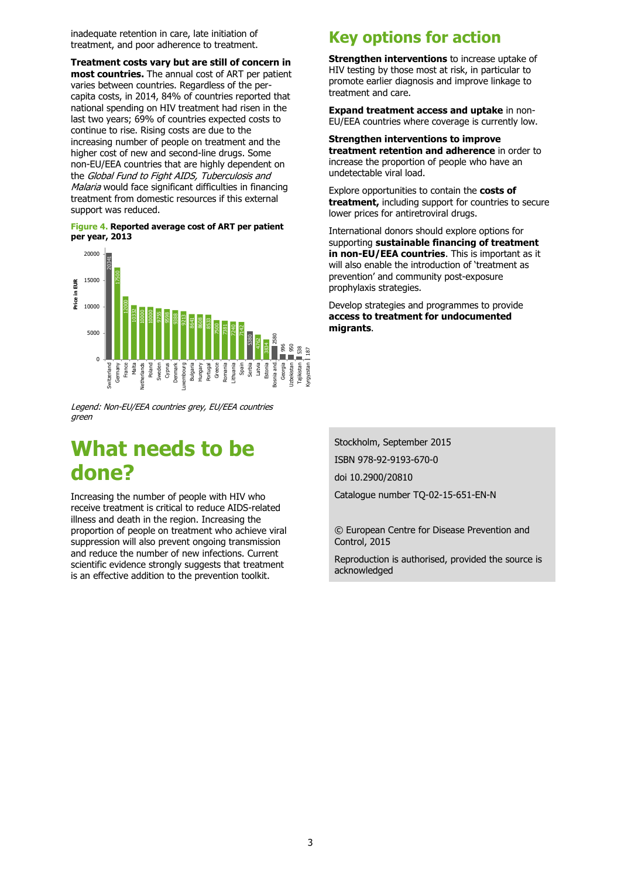inadequate retention in care, late initiation of treatment, and poor adherence to treatment.

**Treatment costs vary but are still of concern in most countries.** The annual cost of ART per patient varies between countries. Regardless of the per-capita costs, in 2014, 84% of countries reported that national spending on HIV treatment had risen in the last two years; 69% of countries expected costs to continue to rise. Rising costs are due to the increasing number of people on treatment and the higher cost of new and second-line drugs. Some non-EU/EEA countries that are highly dependent on the *Global Fund to Fight AIDS, Tuberculosis and Malaria* would face significant difficulties in financing treatment from domestic resources if this external support was reduced.

**Figure 4. Reported average cost of ART per patient per year, 2013**

Price in EUR

20000
15000
10000
5000
0

20341 17500 12000 10332 10000 10000 9755 9598 9388 9213 8641 8608 8533 7500 7381 7240 7142 5380 4762 3834 2580 996 950 538 187

Switzerland Germany France Malta Netherlands Poland Sweden Cyprus Denmark Luxembourg Bulgaria Hungary Portugal Greece Romania Lithuania Spain Serbia Latvia Estonia Bosnia and... Georgia Uzbekistan Tajikistan Kyrgyzstan

*Legend: Non-EU/EEA countries grey, EU/EEA countries green*

# What needs to be done?

Increasing the number of people with HIV who receive treatment is critical to reduce AIDS-related illness and death in the region. Increasing the proportion of people on treatment who achieve viral suppression will also prevent ongoing transmission and reduce the number of new infections. Current scientific evidence strongly suggests that treatment is an effective addition to the prevention toolkit.

## Key options for action

**Strengthen interventions** to increase uptake of HIV testing by those most at risk, in particular to promote earlier diagnosis and improve linkage to treatment and care.

**Expand treatment access and uptake** in non-EU/EEA countries where coverage is currently low.

**Strengthen interventions to improve treatment retention and adherence** in order to increase the proportion of people who have an undetectable viral load.

Explore opportunities to contain the **costs of treatment,** including support for countries to secure lower prices for antiretroviral drugs.

International donors should explore options for supporting **sustainable financing of treatment in non-EU/EEA countries**. This is important as it will also enable the introduction of 'treatment as prevention' and community post-exposure prophylaxis strategies.

Develop strategies and programmes to provide **access to treatment for undocumented migrants**.

Stockholm, September 2015

ISBN 978-92-9193-670-0

doi 10.2900/20810

Catalogue number TQ-02-15-651-EN-N

© European Centre for Disease Prevention and Control, 2015

Reproduction is authorised, provided the source is acknowledged